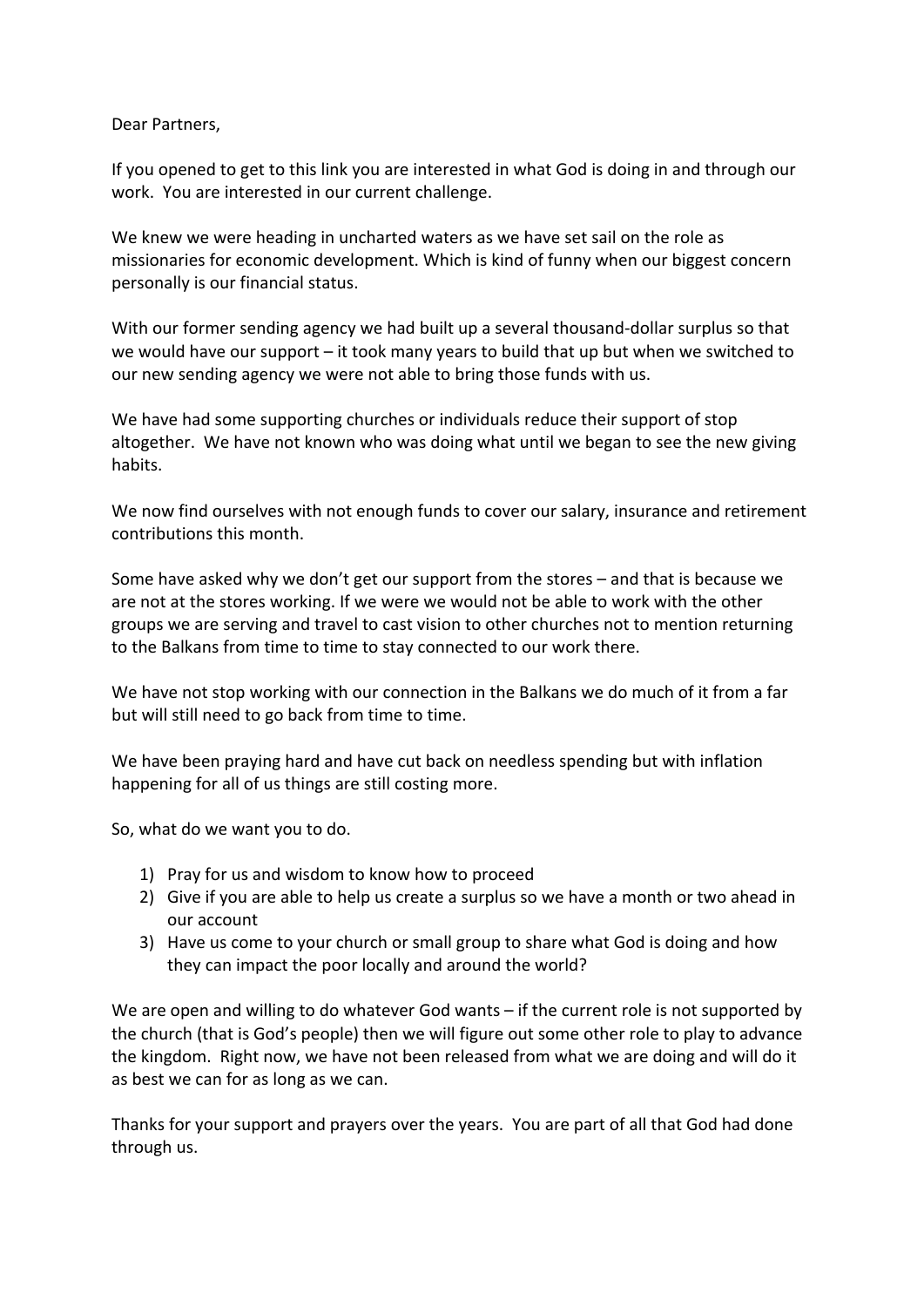Dear Partners,

If you opened to get to this link you are interested in what God is doing in and through our work. You are interested in our current challenge.

We knew we were heading in uncharted waters as we have set sail on the role as missionaries for economic development. Which is kind of funny when our biggest concern personally is our financial status.

With our former sending agency we had built up a several thousand-dollar surplus so that we would have our support – it took many years to build that up but when we switched to our new sending agency we were not able to bring those funds with us.

We have had some supporting churches or individuals reduce their support of stop altogether. We have not known who was doing what until we began to see the new giving habits.

We now find ourselves with not enough funds to cover our salary, insurance and retirement contributions this month.

Some have asked why we don't get our support from the stores – and that is because we are not at the stores working. If we were we would not be able to work with the other groups we are serving and travel to cast vision to other churches not to mention returning to the Balkans from time to time to stay connected to our work there.

We have not stop working with our connection in the Balkans we do much of it from a far but will still need to go back from time to time.

We have been praying hard and have cut back on needless spending but with inflation happening for all of us things are still costing more.

So, what do we want you to do.

1) Pray for us and wisdom to know how to proceed
2) Give if you are able to help us create a surplus so we have a month or two ahead in our account
3) Have us come to your church or small group to share what God is doing and how they can impact the poor locally and around the world?

We are open and willing to do whatever God wants – if the current role is not supported by the church (that is God's people) then we will figure out some other role to play to advance the kingdom. Right now, we have not been released from what we are doing and will do it as best we can for as long as we can.

Thanks for your support and prayers over the years. You are part of all that God had done through us.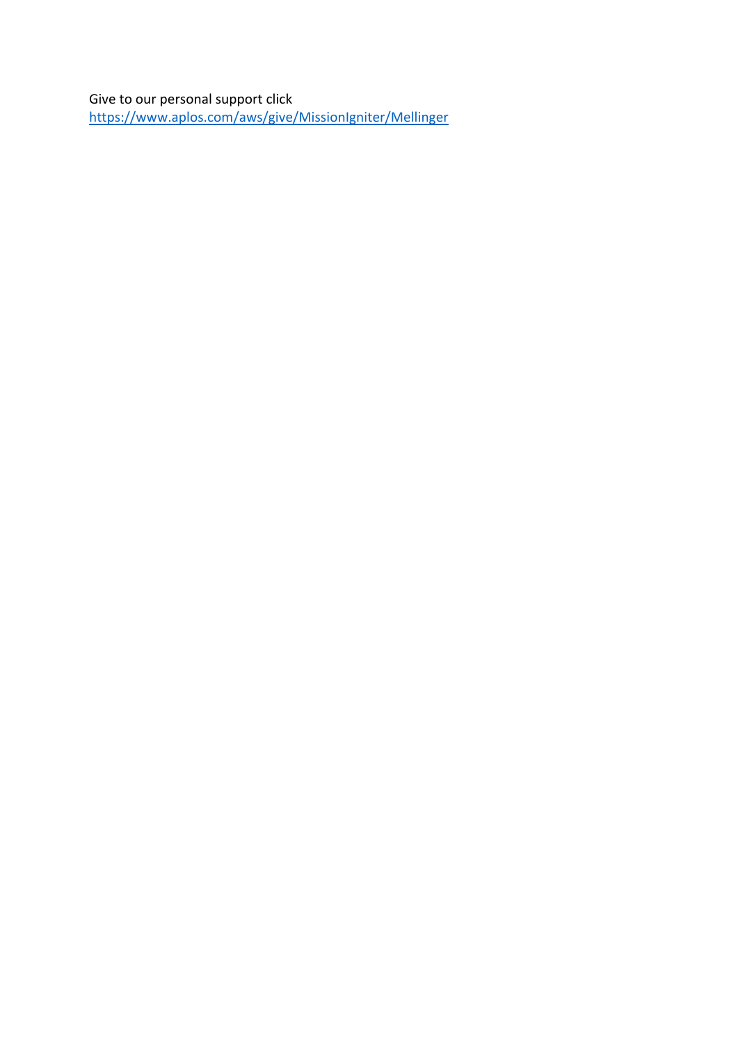Give to our personal support click
https://www.aplos.com/aws/give/MissionIgniter/Mellinger